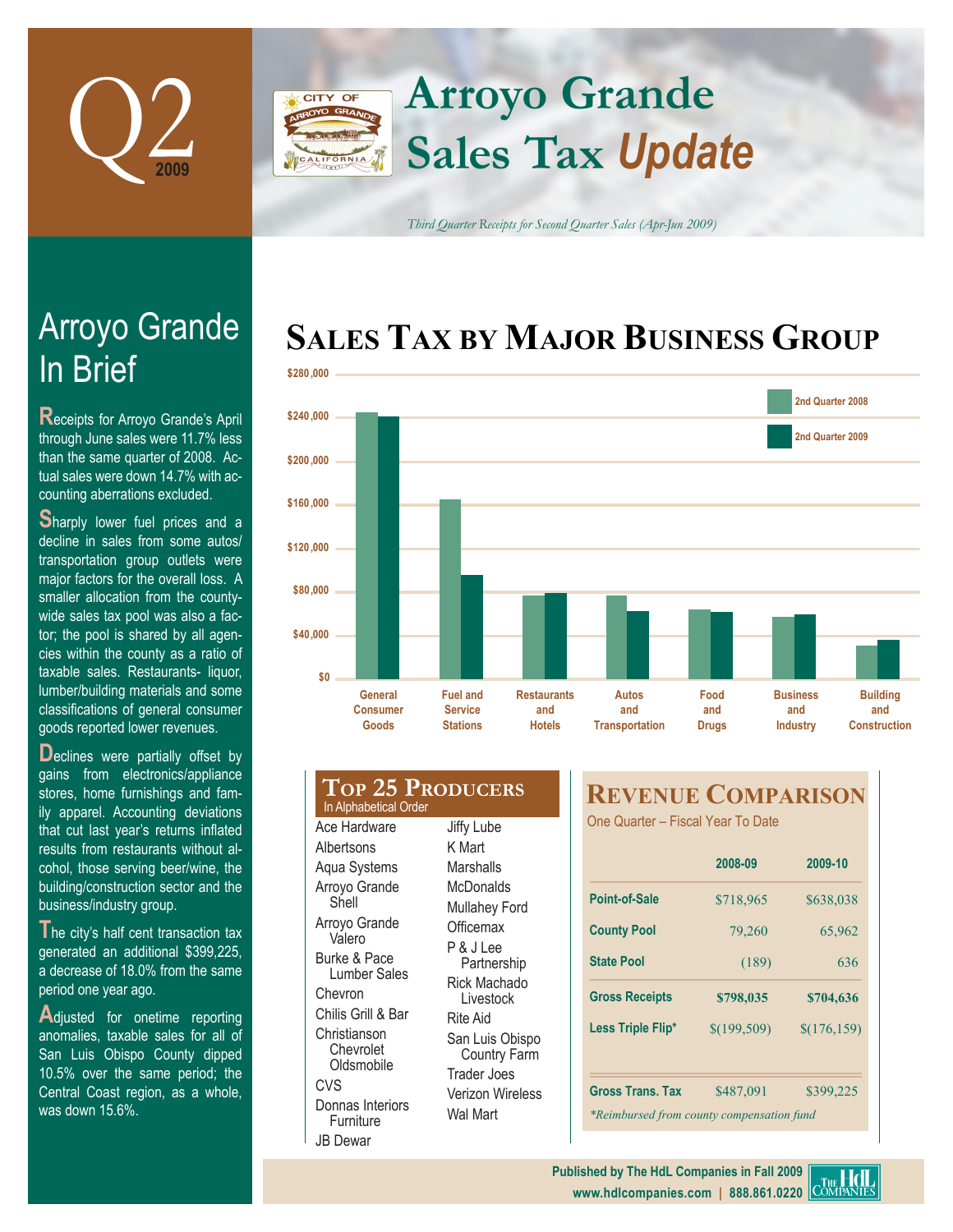# Q2 2009

# Arroyo Grande Sales Tax *Update*

*Third Quarter Receipts for Second Quarter Sales (Apr-Jun 2009)*

## Arroyo Grande In Brief

Receipts for Arroyo Grande's April through June sales were 11.7% less than the same quarter of 2008. Actual sales were down 14.7% with accounting aberrations excluded.

Sharply lower fuel prices and a decline in sales from some autos/transportation group outlets were major factors for the overall loss. A smaller allocation from the countywide sales tax pool was also a factor; the pool is shared by all agencies within the county as a ratio of taxable sales. Restaurants- liquor, lumber/building materials and some classifications of general consumer goods reported lower revenues.

Declines were partially offset by gains from electronics/appliance stores, home furnishings and family apparel. Accounting deviations that cut last year's returns inflated results from restaurants without alcohol, those serving beer/wine, the building/construction sector and the business/industry group.

The city's half cent transaction tax generated an additional $399,225, a decrease of 18.0% from the same period one year ago.

Adjusted for onetime reporting anomalies, taxable sales for all of San Luis Obispo County dipped 10.5% over the same period; the Central Coast region, as a whole, was down 15.6%.

## Sales Tax by Major Business Group

Legend: 2nd Quarter 2008, 2nd Quarter 2009

Categories: General Consumer Goods; Fuel and Service Stations; Restaurants and Hotels; Autos and Transportation; Food and Drugs; Business and Industry; Building and Construction

Y-axis: $0 – $280,000

## Top 25 Producers

In Alphabetical Order

- Ace Hardware
- Albertsons
- Aqua Systems
- Arroyo Grande Shell
- Arroyo Grande Valero
- Burke & Pace Lumber Sales
- Chevron
- Chilis Grill & Bar
- Christianson Chevrolet Oldsmobile
- CVS
- Donnas Interiors Furniture
- JB Dewar
- Jiffy Lube
- K Mart
- Marshalls
- McDonalds
- Mullahey Ford
- Officemax
- P & J Lee Partnership
- Rick Machado Livestock
- Rite Aid
- San Luis Obispo Country Farm
- Trader Joes
- Verizon Wireless
- Wal Mart

## Revenue Comparison

One Quarter – Fiscal Year To Date

| | 2008-09 | 2009-10 |
|---|---|---|
| Point-of-Sale | $718,965 | $638,038 |
| County Pool | 79,260 | 65,962 |
| State Pool | (189) | 636 |
| **Gross Receipts** | **$798,035** | **$704,636** |
| Less Triple Flip* | $(199,509) | $(176,159) |
| Gross Trans. Tax | $487,091 | $399,225 |

*Reimbursed from county compensation fund

Published by The HdL Companies in Fall 2009
www.hdlcompanies.com | 888.861.0220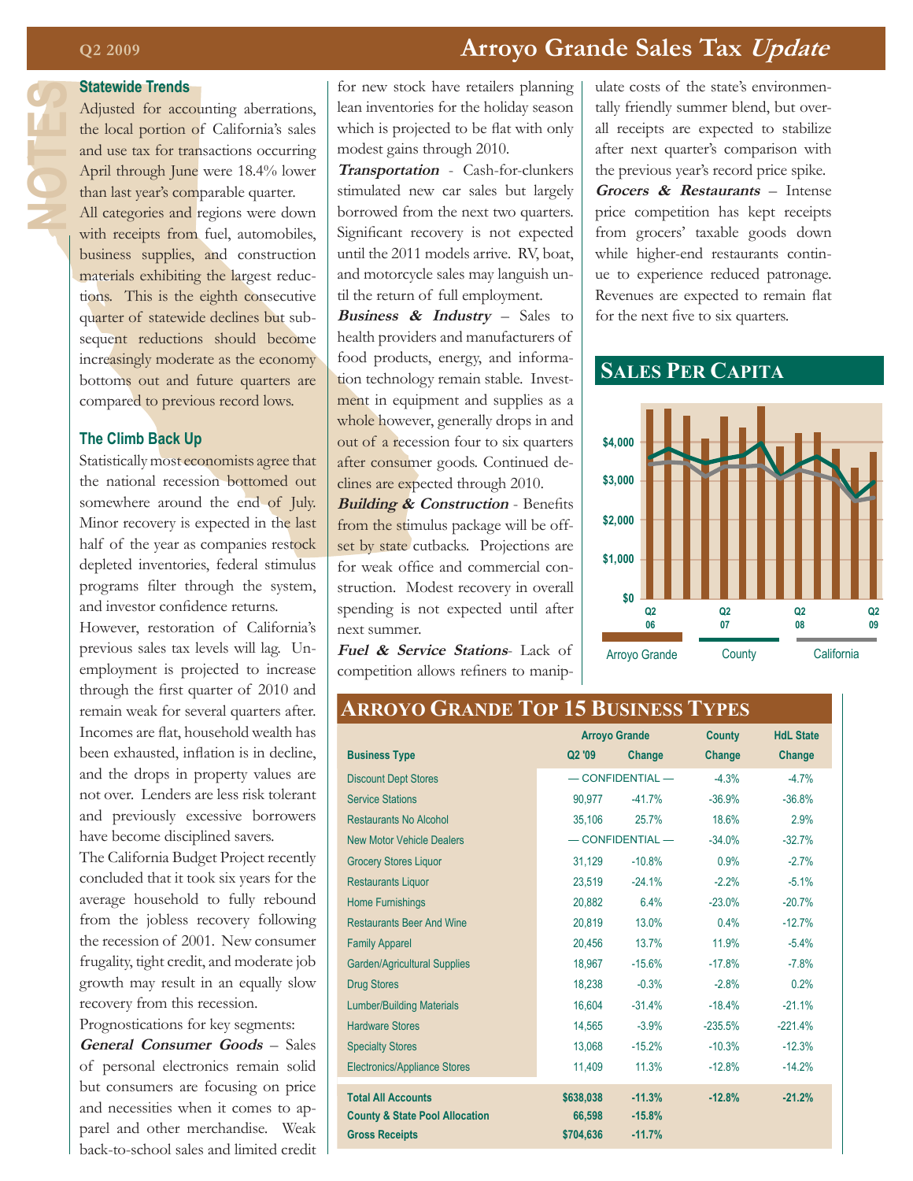## Q2 2009 — Arroyo Grande Sales Tax *Update*

NOTES

### Statewide Trends

Adjusted for accounting aberrations, the local portion of California's sales and use tax for transactions occurring April through June were 18.4% lower than last year's comparable quarter.

All categories and regions were down with receipts from fuel, automobiles, business supplies, and construction materials exhibiting the largest reductions. This is the eighth consecutive quarter of statewide declines but subsequent reductions should become increasingly moderate as the economy bottoms out and future quarters are compared to previous record lows.

### The Climb Back Up

Statistically most economists agree that the national recession bottomed out somewhere around the end of July. Minor recovery is expected in the last half of the year as companies restock depleted inventories, federal stimulus programs filter through the system, and investor confidence returns.

However, restoration of California's previous sales tax levels will lag. Unemployment is projected to increase through the first quarter of 2010 and remain weak for several quarters after. Incomes are flat, household wealth has been exhausted, inflation is in decline, and the drops in property values are not over. Lenders are less risk tolerant and previously excessive borrowers have become disciplined savers.

The California Budget Project recently concluded that it took six years for the average household to fully rebound from the jobless recovery following the recession of 2001. New consumer frugality, tight credit, and moderate job growth may result in an equally slow recovery from this recession.

Prognostications for key segments:

***General Consumer Goods*** – Sales of personal electronics remain solid but consumers are focusing on price and necessities when it comes to apparel and other merchandise. Weak back-to-school sales and limited credit for new stock have retailers planning lean inventories for the holiday season which is projected to be flat with only modest gains through 2010.

***Transportation*** - Cash-for-clunkers stimulated new car sales but largely borrowed from the next two quarters. Significant recovery is not expected until the 2011 models arrive. RV, boat, and motorcycle sales may languish until the return of full employment.

***Business & Industry*** – Sales to health providers and manufacturers of food products, energy, and information technology remain stable. Investment in equipment and supplies as a whole however, generally drops in and out of a recession four to six quarters after consumer goods. Continued declines are expected through 2010.

***Building & Construction*** - Benefits from the stimulus package will be offset by state cutbacks. Projections are for weak office and commercial construction. Modest recovery in overall spending is not expected until after next summer.

***Fuel & Service Stations***- Lack of competition allows refiners to manipulate costs of the state's environmentally friendly summer blend, but overall receipts are expected to stabilize after next quarter's comparison with the previous year's record price spike.

***Grocers & Restaurants*** – Intense price competition has kept receipts from grocers' taxable goods down while higher-end restaurants continue to experience reduced patronage. Revenues are expected to remain flat for the next five to six quarters.

## Sales Per Capita

$4,000
$3,000
$2,000
$1,000
$0

Q2 06
Q2 07
Q2 08
Q2 09

Arroyo Grande
County
California

## Arroyo Grande Top 15 Business Types

| Business Type | Arroyo Grande Q2 '09 | Arroyo Grande Change | County Change | HdL State Change |
|---|---|---|---|---|
| Discount Dept Stores | — CONFIDENTIAL — | | -4.3% | -4.7% |
| Service Stations | 90,977 | -41.7% | -36.9% | -36.8% |
| Restaurants No Alcohol | 35,106 | 25.7% | 18.6% | 2.9% |
| New Motor Vehicle Dealers | — CONFIDENTIAL — | | -34.0% | -32.7% |
| Grocery Stores Liquor | 31,129 | -10.8% | 0.9% | -2.7% |
| Restaurants Liquor | 23,519 | -24.1% | -2.2% | -5.1% |
| Home Furnishings | 20,882 | 6.4% | -23.0% | -20.7% |
| Restaurants Beer And Wine | 20,819 | 13.0% | 0.4% | -12.7% |
| Family Apparel | 20,456 | 13.7% | 11.9% | -5.4% |
| Garden/Agricultural Supplies | 18,967 | -15.6% | -17.8% | -7.8% |
| Drug Stores | 18,238 | -0.3% | -2.8% | 0.2% |
| Lumber/Building Materials | 16,604 | -31.4% | -18.4% | -21.1% |
| Hardware Stores | 14,565 | -3.9% | -235.5% | -221.4% |
| Specialty Stores | 13,068 | -15.2% | -10.3% | -12.3% |
| Electronics/Appliance Stores | 11,409 | 11.3% | -12.8% | -14.2% |
| **Total All Accounts** | **$638,038** | **-11.3%** | **-12.8%** | **-21.2%** |
| **County & State Pool Allocation** | **66,598** | **-15.8%** | | |
| **Gross Receipts** | **$704,636** | **-11.7%** | | |